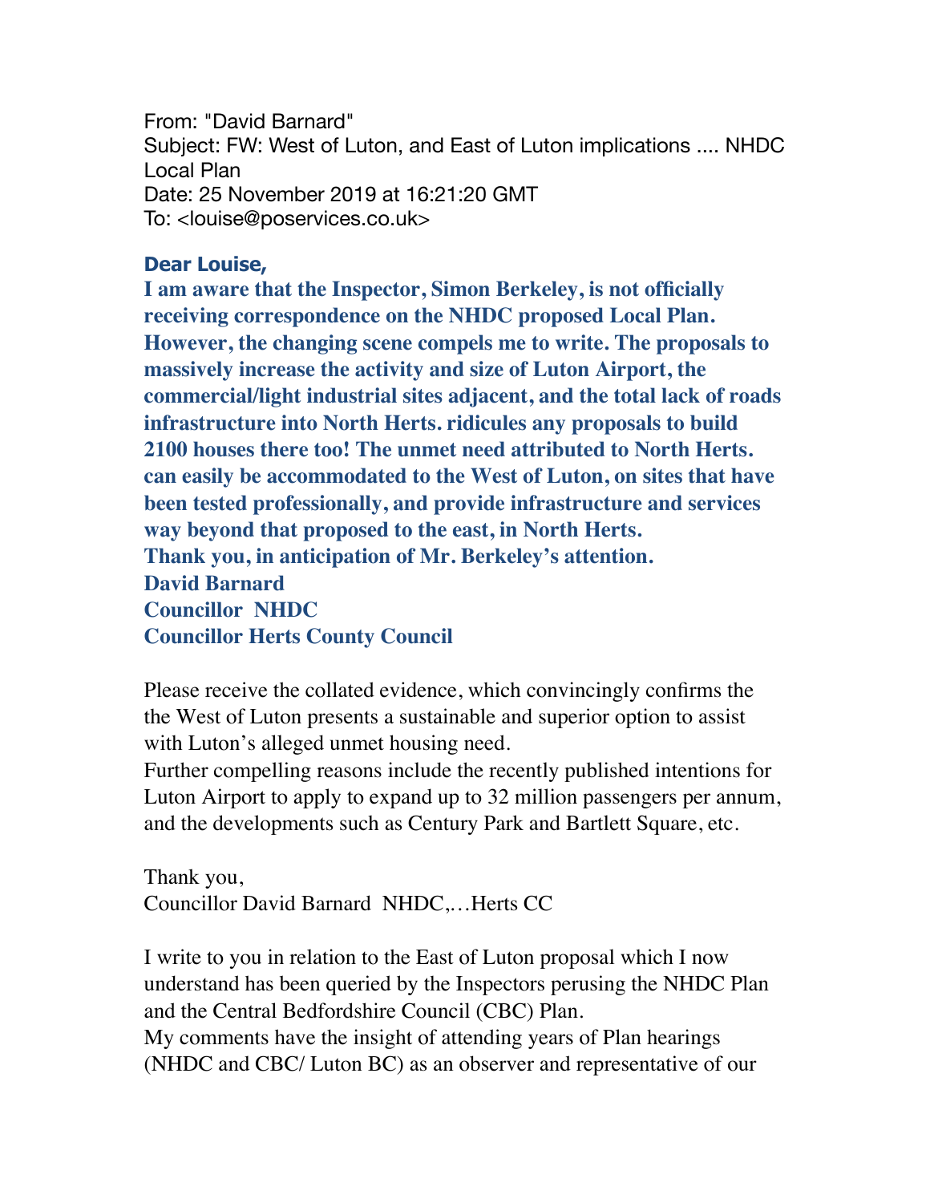From: "David Barnard"
Subject: FW: West of Luton, and East of Luton implications .... NHDC Local Plan
Date: 25 November 2019 at 16:21:20 GMT
To: <louise@poservices.co.uk>

**Dear Louise,**
**I am aware that the Inspector, Simon Berkeley, is not officially receiving correspondence on the NHDC proposed Local Plan. However, the changing scene compels me to write. The proposals to massively increase the activity and size of Luton Airport, the commercial/light industrial sites adjacent, and the total lack of roads infrastructure into North Herts. ridicules any proposals to build 2100 houses there too! The unmet need attributed to North Herts. can easily be accommodated to the West of Luton, on sites that have been tested professionally, and provide infrastructure and services way beyond that proposed to the east, in North Herts.**
**Thank you, in anticipation of Mr. Berkeley's attention.**
**David Barnard**
**Councillor NHDC**
**Councillor Herts County Council**

Please receive the collated evidence, which convincingly confirms the the West of Luton presents a sustainable and superior option to assist with Luton's alleged unmet housing need.
Further compelling reasons include the recently published intentions for Luton Airport to apply to expand up to 32 million passengers per annum, and the developments such as Century Park and Bartlett Square, etc.

Thank you,
Councillor David Barnard NHDC,…Herts CC

I write to you in relation to the East of Luton proposal which I now understand has been queried by the Inspectors perusing the NHDC Plan and the Central Bedfordshire Council (CBC) Plan.
My comments have the insight of attending years of Plan hearings (NHDC and CBC/ Luton BC) as an observer and representative of our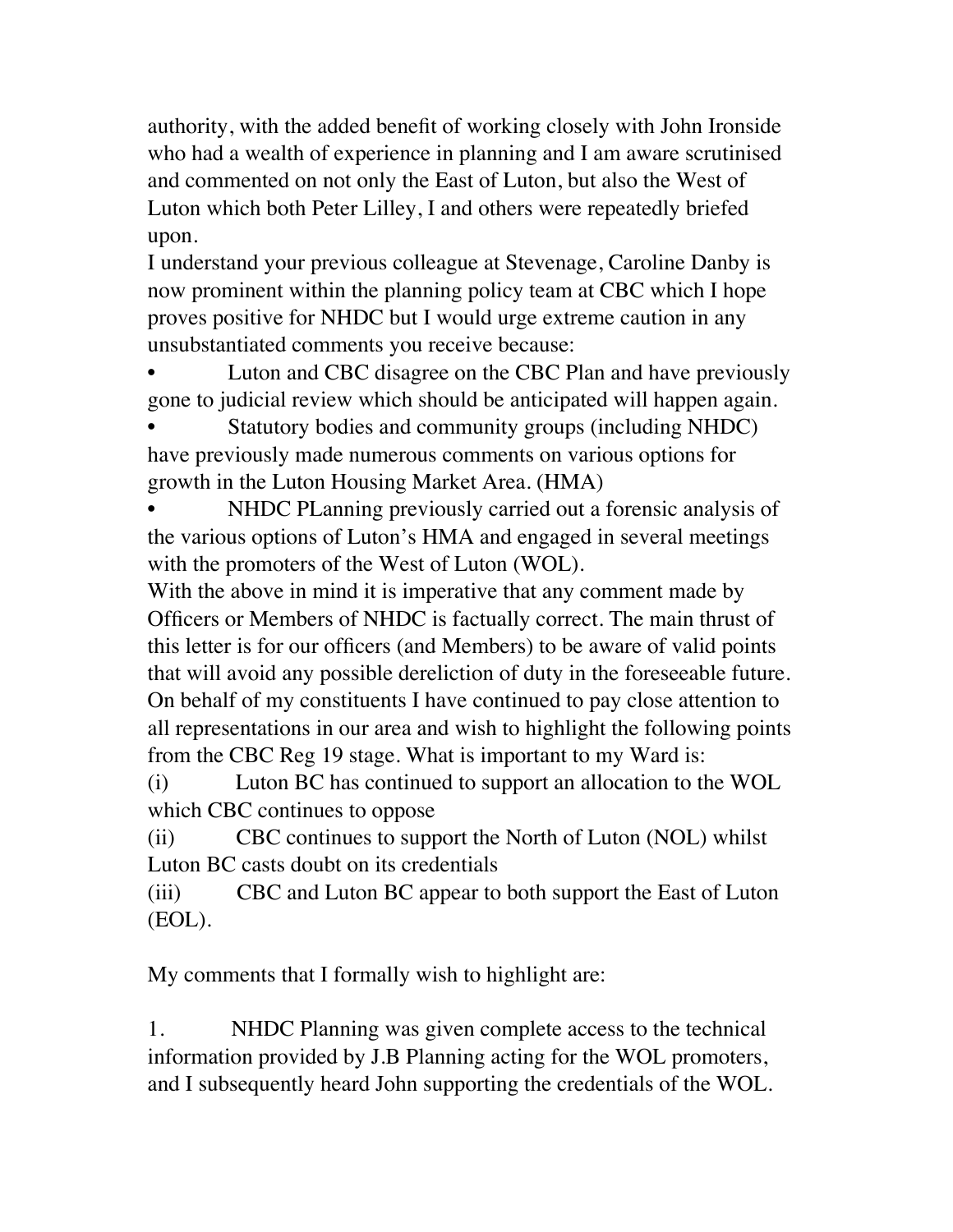authority, with the added benefit of working closely with John Ironside who had a wealth of experience in planning and I am aware scrutinised and commented on not only the East of Luton, but also the West of Luton which both Peter Lilley, I and others were repeatedly briefed upon.

I understand your previous colleague at Stevenage, Caroline Danby is now prominent within the planning policy team at CBC which I hope proves positive for NHDC but I would urge extreme caution in any unsubstantiated comments you receive because:

- Luton and CBC disagree on the CBC Plan and have previously gone to judicial review which should be anticipated will happen again.
- Statutory bodies and community groups (including NHDC) have previously made numerous comments on various options for growth in the Luton Housing Market Area. (HMA)
- NHDC PLanning previously carried out a forensic analysis of the various options of Luton's HMA and engaged in several meetings with the promoters of the West of Luton (WOL).

With the above in mind it is imperative that any comment made by Officers or Members of NHDC is factually correct. The main thrust of this letter is for our officers (and Members) to be aware of valid points that will avoid any possible dereliction of duty in the foreseeable future. On behalf of my constituents I have continued to pay close attention to all representations in our area and wish to highlight the following points from the CBC Reg 19 stage. What is important to my Ward is:

(i) Luton BC has continued to support an allocation to the WOL which CBC continues to oppose

(ii) CBC continues to support the North of Luton (NOL) whilst Luton BC casts doubt on its credentials

(iii) CBC and Luton BC appear to both support the East of Luton (EOL).

My comments that I formally wish to highlight are:

1. NHDC Planning was given complete access to the technical information provided by J.B Planning acting for the WOL promoters, and I subsequently heard John supporting the credentials of the WOL.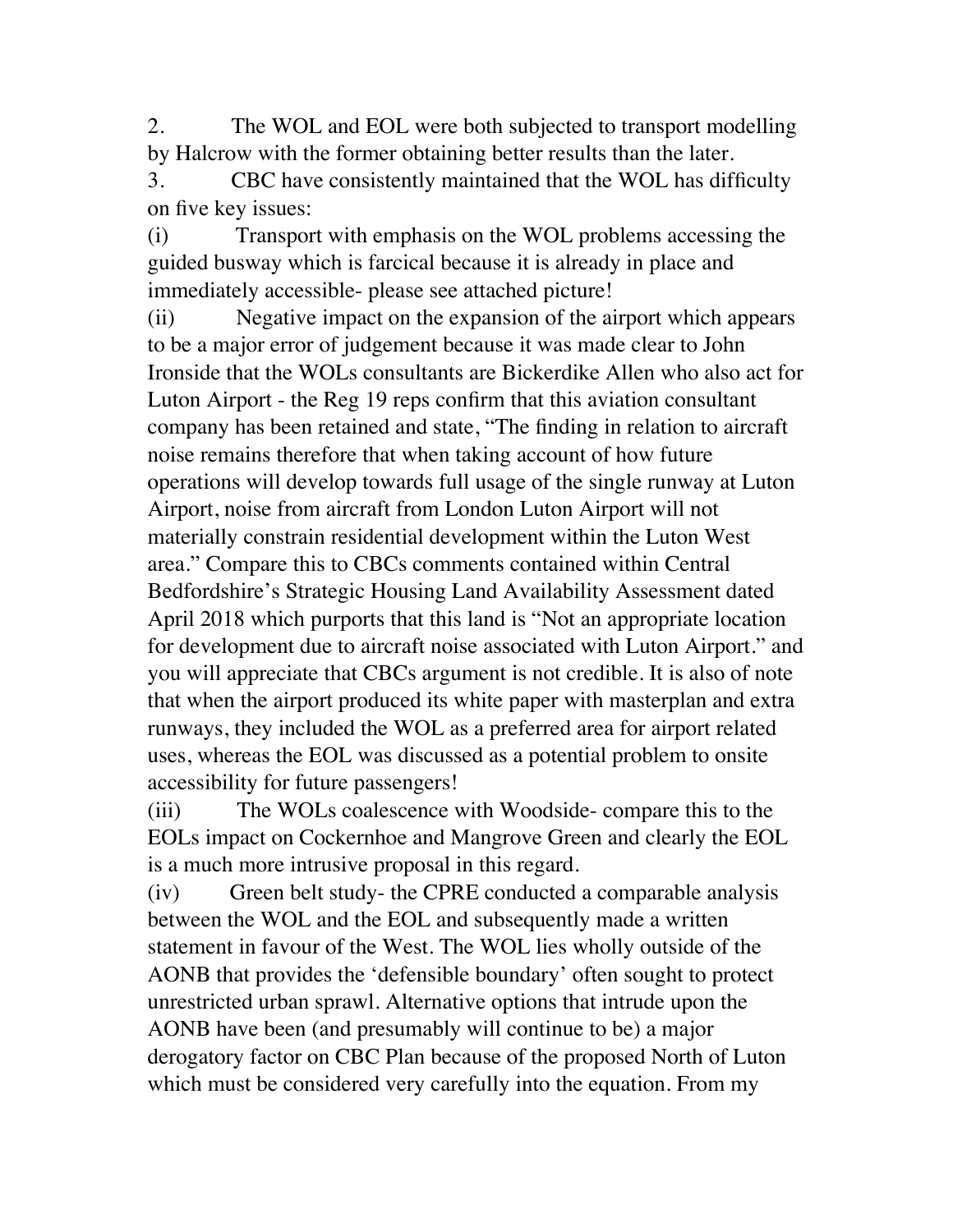2. The WOL and EOL were both subjected to transport modelling by Halcrow with the former obtaining better results than the later.

3. CBC have consistently maintained that the WOL has difficulty on five key issues:

(i) Transport with emphasis on the WOL problems accessing the guided busway which is farcical because it is already in place and immediately accessible- please see attached picture!

(ii) Negative impact on the expansion of the airport which appears to be a major error of judgement because it was made clear to John Ironside that the WOLs consultants are Bickerdike Allen who also act for Luton Airport - the Reg 19 reps confirm that this aviation consultant company has been retained and state, “The finding in relation to aircraft noise remains therefore that when taking account of how future operations will develop towards full usage of the single runway at Luton Airport, noise from aircraft from London Luton Airport will not materially constrain residential development within the Luton West area.” Compare this to CBCs comments contained within Central Bedfordshire’s Strategic Housing Land Availability Assessment dated April 2018 which purports that this land is “Not an appropriate location for development due to aircraft noise associated with Luton Airport.” and you will appreciate that CBCs argument is not credible. It is also of note that when the airport produced its white paper with masterplan and extra runways, they included the WOL as a preferred area for airport related uses, whereas the EOL was discussed as a potential problem to onsite accessibility for future passengers!

(iii) The WOLs coalescence with Woodside- compare this to the EOLs impact on Cockernhoe and Mangrove Green and clearly the EOL is a much more intrusive proposal in this regard.

(iv) Green belt study- the CPRE conducted a comparable analysis between the WOL and the EOL and subsequently made a written statement in favour of the West. The WOL lies wholly outside of the AONB that provides the ‘defensible boundary’ often sought to protect unrestricted urban sprawl. Alternative options that intrude upon the AONB have been (and presumably will continue to be) a major derogatory factor on CBC Plan because of the proposed North of Luton which must be considered very carefully into the equation. From my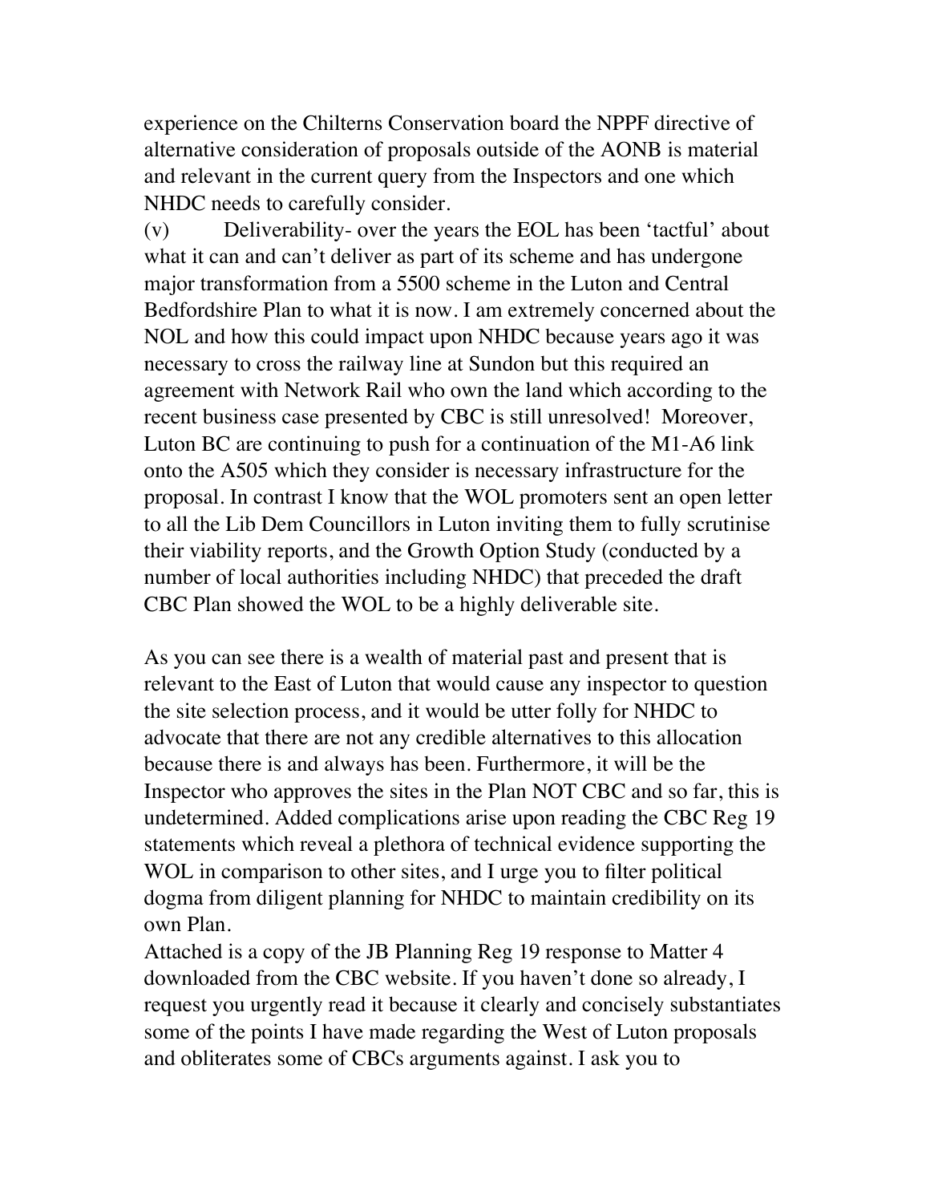experience on the Chilterns Conservation board the NPPF directive of alternative consideration of proposals outside of the AONB is material and relevant in the current query from the Inspectors and one which NHDC needs to carefully consider.

(v) Deliverability- over the years the EOL has been 'tactful' about what it can and can't deliver as part of its scheme and has undergone major transformation from a 5500 scheme in the Luton and Central Bedfordshire Plan to what it is now. I am extremely concerned about the NOL and how this could impact upon NHDC because years ago it was necessary to cross the railway line at Sundon but this required an agreement with Network Rail who own the land which according to the recent business case presented by CBC is still unresolved! Moreover, Luton BC are continuing to push for a continuation of the M1-A6 link onto the A505 which they consider is necessary infrastructure for the proposal. In contrast I know that the WOL promoters sent an open letter to all the Lib Dem Councillors in Luton inviting them to fully scrutinise their viability reports, and the Growth Option Study (conducted by a number of local authorities including NHDC) that preceded the draft CBC Plan showed the WOL to be a highly deliverable site.

As you can see there is a wealth of material past and present that is relevant to the East of Luton that would cause any inspector to question the site selection process, and it would be utter folly for NHDC to advocate that there are not any credible alternatives to this allocation because there is and always has been. Furthermore, it will be the Inspector who approves the sites in the Plan NOT CBC and so far, this is undetermined. Added complications arise upon reading the CBC Reg 19 statements which reveal a plethora of technical evidence supporting the WOL in comparison to other sites, and I urge you to filter political dogma from diligent planning for NHDC to maintain credibility on its own Plan.

Attached is a copy of the JB Planning Reg 19 response to Matter 4 downloaded from the CBC website. If you haven't done so already, I request you urgently read it because it clearly and concisely substantiates some of the points I have made regarding the West of Luton proposals and obliterates some of CBCs arguments against. I ask you to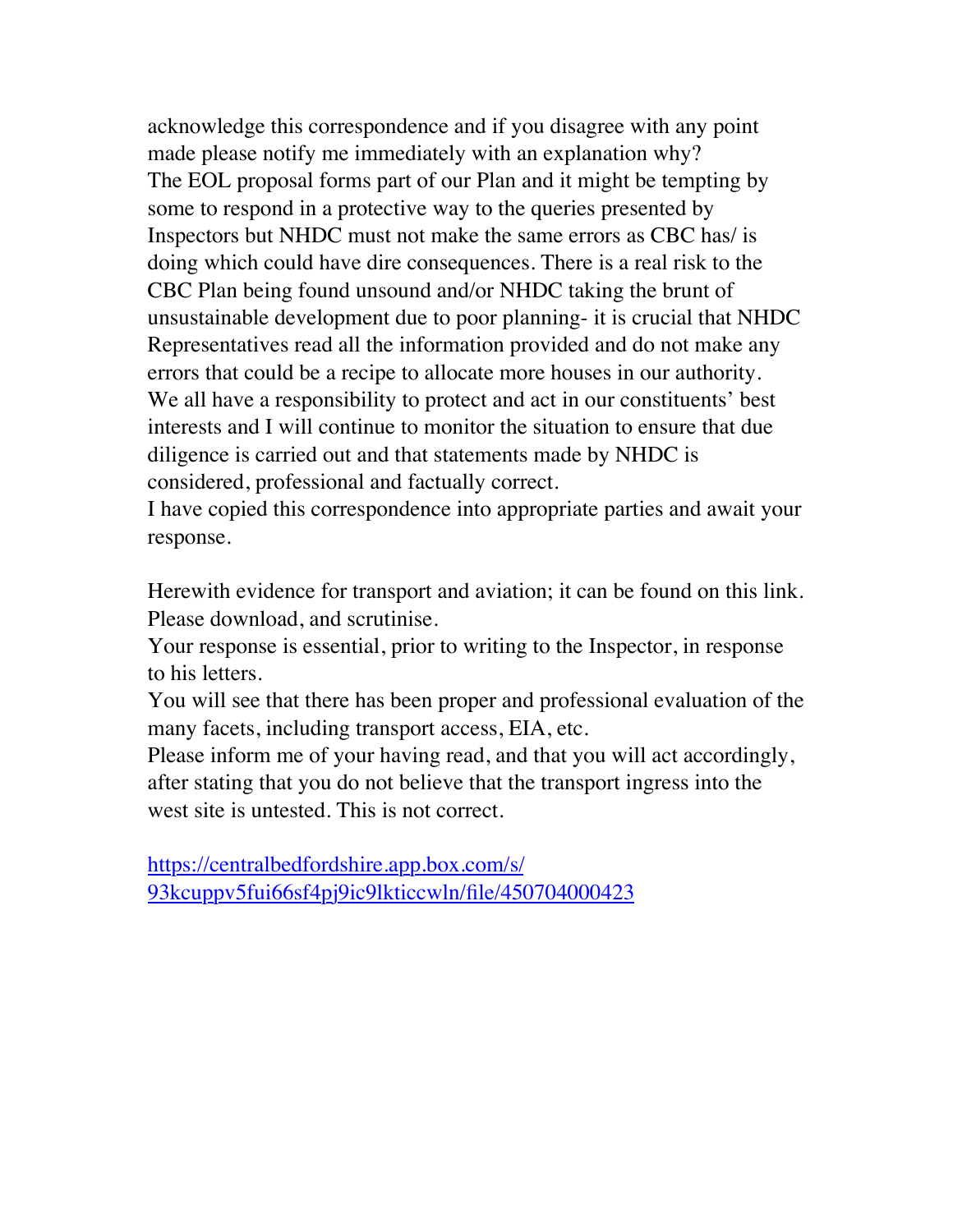acknowledge this correspondence and if you disagree with any point made please notify me immediately with an explanation why?
The EOL proposal forms part of our Plan and it might be tempting by some to respond in a protective way to the queries presented by Inspectors but NHDC must not make the same errors as CBC has/ is doing which could have dire consequences. There is a real risk to the CBC Plan being found unsound and/or NHDC taking the brunt of unsustainable development due to poor planning- it is crucial that NHDC Representatives read all the information provided and do not make any errors that could be a recipe to allocate more houses in our authority.
We all have a responsibility to protect and act in our constituents' best interests and I will continue to monitor the situation to ensure that due diligence is carried out and that statements made by NHDC is considered, professional and factually correct.
I have copied this correspondence into appropriate parties and await your response.

Herewith evidence for transport and aviation; it can be found on this link. Please download, and scrutinise.
Your response is essential, prior to writing to the Inspector, in response to his letters.
You will see that there has been proper and professional evaluation of the many facets, including transport access, EIA, etc.
Please inform me of your having read, and that you will act accordingly, after stating that you do not believe that the transport ingress into the west site is untested. This is not correct.

https://centralbedfordshire.app.box.com/s/93kcuppv5fui66sf4pj9ic9lkticcwln/file/450704000423